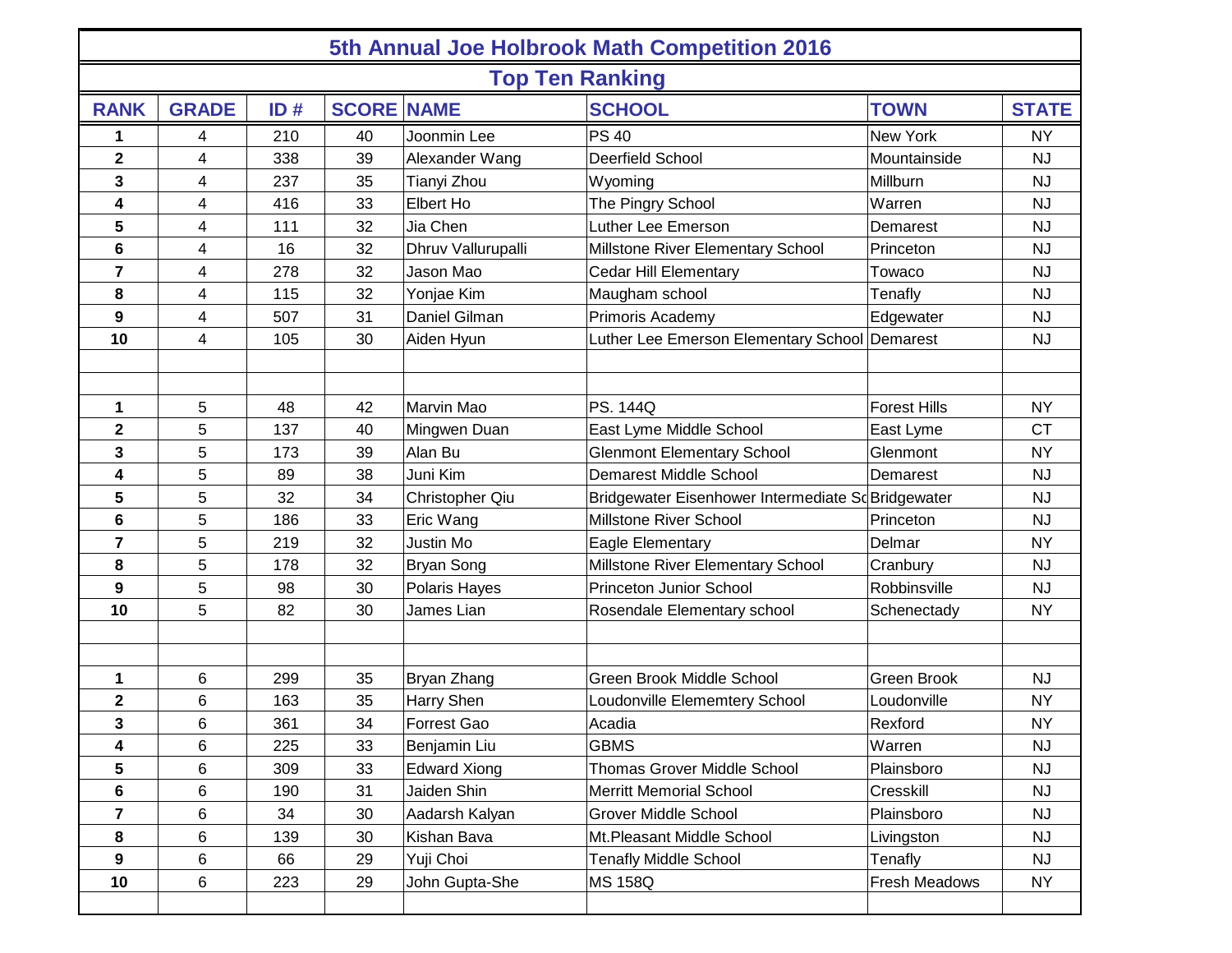# 5th Annual Joe Holbrook Math Competition 2016

## Top Ten Ranking

| RANK | GRADE | ID # | SCORE | NAME | SCHOOL | TOWN | STATE |
|---|---|---|---|---|---|---|---|
| **1** | 4 | 210 | 40 | Joonmin Lee | PS 40 | New York | NY |
| **2** | 4 | 338 | 39 | Alexander Wang | Deerfield School | Mountainside | NJ |
| **3** | 4 | 237 | 35 | Tianyi Zhou | Wyoming | Millburn | NJ |
| **4** | 4 | 416 | 33 | Elbert Ho | The Pingry School | Warren | NJ |
| **5** | 4 | 111 | 32 | Jia Chen | Luther Lee Emerson | Demarest | NJ |
| **6** | 4 | 16 | 32 | Dhruv Vallurupalli | Millstone River Elementary School | Princeton | NJ |
| **7** | 4 | 278 | 32 | Jason Mao | Cedar Hill Elementary | Towaco | NJ |
| **8** | 4 | 115 | 32 | Yonjae Kim | Maugham school | Tenafly | NJ |
| **9** | 4 | 507 | 31 | Daniel Gilman | Primoris Academy | Edgewater | NJ |
| **10** | 4 | 105 | 30 | Aiden Hyun | Luther Lee Emerson Elementary School | Demarest | NJ |
| | | | | | | | |
| | | | | | | | |
| **1** | 5 | 48 | 42 | Marvin Mao | PS. 144Q | Forest Hills | NY |
| **2** | 5 | 137 | 40 | Mingwen Duan | East Lyme Middle School | East Lyme | CT |
| **3** | 5 | 173 | 39 | Alan Bu | Glenmont Elementary School | Glenmont | NY |
| **4** | 5 | 89 | 38 | Juni Kim | Demarest Middle School | Demarest | NJ |
| **5** | 5 | 32 | 34 | Christopher Qiu | Bridgewater Eisenhower Intermediate Sc | Bridgewater | NJ |
| **6** | 5 | 186 | 33 | Eric Wang | Millstone River School | Princeton | NJ |
| **7** | 5 | 219 | 32 | Justin Mo | Eagle Elementary | Delmar | NY |
| **8** | 5 | 178 | 32 | Bryan Song | Millstone River Elementary School | Cranbury | NJ |
| **9** | 5 | 98 | 30 | Polaris Hayes | Princeton Junior School | Robbinsville | NJ |
| **10** | 5 | 82 | 30 | James Lian | Rosendale Elementary school | Schenectady | NY |
| | | | | | | | |
| | | | | | | | |
| **1** | 6 | 299 | 35 | Bryan Zhang | Green Brook Middle School | Green Brook | NJ |
| **2** | 6 | 163 | 35 | Harry Shen | Loudonville Elememtery School | Loudonville | NY |
| **3** | 6 | 361 | 34 | Forrest Gao | Acadia | Rexford | NY |
| **4** | 6 | 225 | 33 | Benjamin Liu | GBMS | Warren | NJ |
| **5** | 6 | 309 | 33 | Edward Xiong | Thomas Grover Middle School | Plainsboro | NJ |
| **6** | 6 | 190 | 31 | Jaiden Shin | Merritt Memorial School | Cresskill | NJ |
| **7** | 6 | 34 | 30 | Aadarsh Kalyan | Grover Middle School | Plainsboro | NJ |
| **8** | 6 | 139 | 30 | Kishan Bava | Mt.Pleasant Middle School | Livingston | NJ |
| **9** | 6 | 66 | 29 | Yuji Choi | Tenafly Middle School | Tenafly | NJ |
| **10** | 6 | 223 | 29 | John Gupta-She | MS 158Q | Fresh Meadows | NY |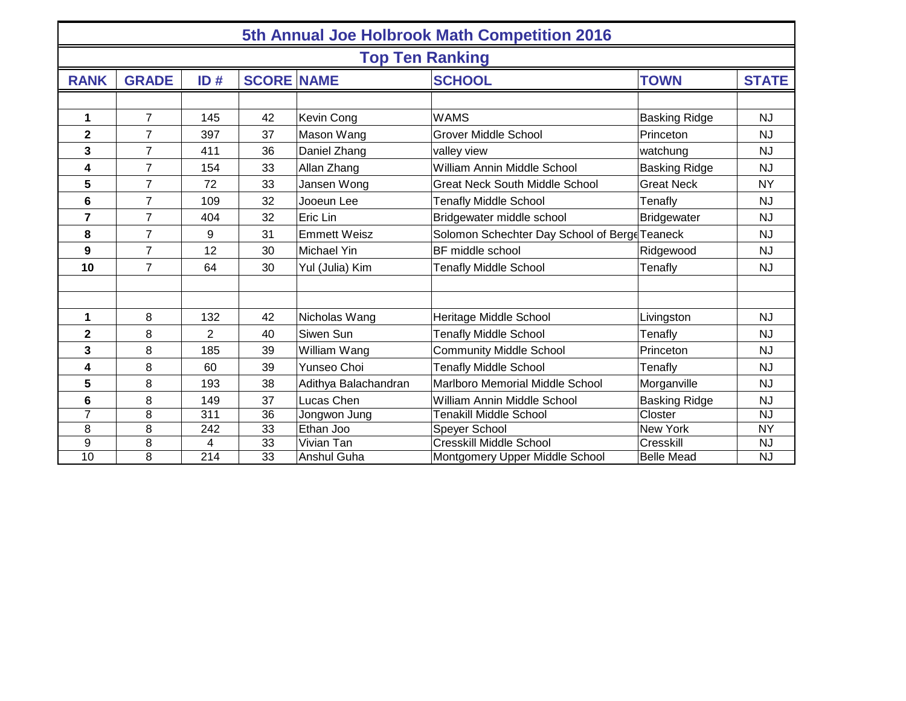# 5th Annual Joe Holbrook Math Competition 2016

## Top Ten Ranking

| RANK | GRADE | ID # | SCORE | NAME | SCHOOL | TOWN | STATE |
|---|---|---|---|---|---|---|---|
| | | | | | | | |
| **1** | 7 | 145 | 42 | Kevin Cong | WAMS | Basking Ridge | NJ |
| **2** | 7 | 397 | 37 | Mason Wang | Grover Middle School | Princeton | NJ |
| **3** | 7 | 411 | 36 | Daniel Zhang | valley view | watchung | NJ |
| **4** | 7 | 154 | 33 | Allan Zhang | William Annin Middle School | Basking Ridge | NJ |
| **5** | 7 | 72 | 33 | Jansen Wong | Great Neck South Middle School | Great Neck | NY |
| **6** | 7 | 109 | 32 | Jooeun Lee | Tenafly Middle School | Tenafly | NJ |
| **7** | 7 | 404 | 32 | Eric Lin | Bridgewater middle school | Bridgewater | NJ |
| **8** | 7 | 9 | 31 | Emmett Weisz | Solomon Schechter Day School of Berge | Teaneck | NJ |
| **9** | 7 | 12 | 30 | Michael Yin | BF middle school | Ridgewood | NJ |
| **10** | 7 | 64 | 30 | Yul (Julia) Kim | Tenafly Middle School | Tenafly | NJ |
| | | | | | | | |
| | | | | | | | |
| **1** | 8 | 132 | 42 | Nicholas Wang | Heritage Middle School | Livingston | NJ |
| **2** | 8 | 2 | 40 | Siwen Sun | Tenafly Middle School | Tenafly | NJ |
| **3** | 8 | 185 | 39 | William Wang | Community Middle School | Princeton | NJ |
| **4** | 8 | 60 | 39 | Yunseo Choi | Tenafly Middle School | Tenafly | NJ |
| **5** | 8 | 193 | 38 | Adithya Balachandran | Marlboro Memorial Middle School | Morganville | NJ |
| **6** | 8 | 149 | 37 | Lucas Chen | William Annin Middle School | Basking Ridge | NJ |
| 7 | 8 | 311 | 36 | Jongwon Jung | Tenakill Middle School | Closter | NJ |
| 8 | 8 | 242 | 33 | Ethan Joo | Speyer School | New York | NY |
| 9 | 8 | 4 | 33 | Vivian Tan | Cresskill Middle School | Cresskill | NJ |
| 10 | 8 | 214 | 33 | Anshul Guha | Montgomery Upper Middle School | Belle Mead | NJ |